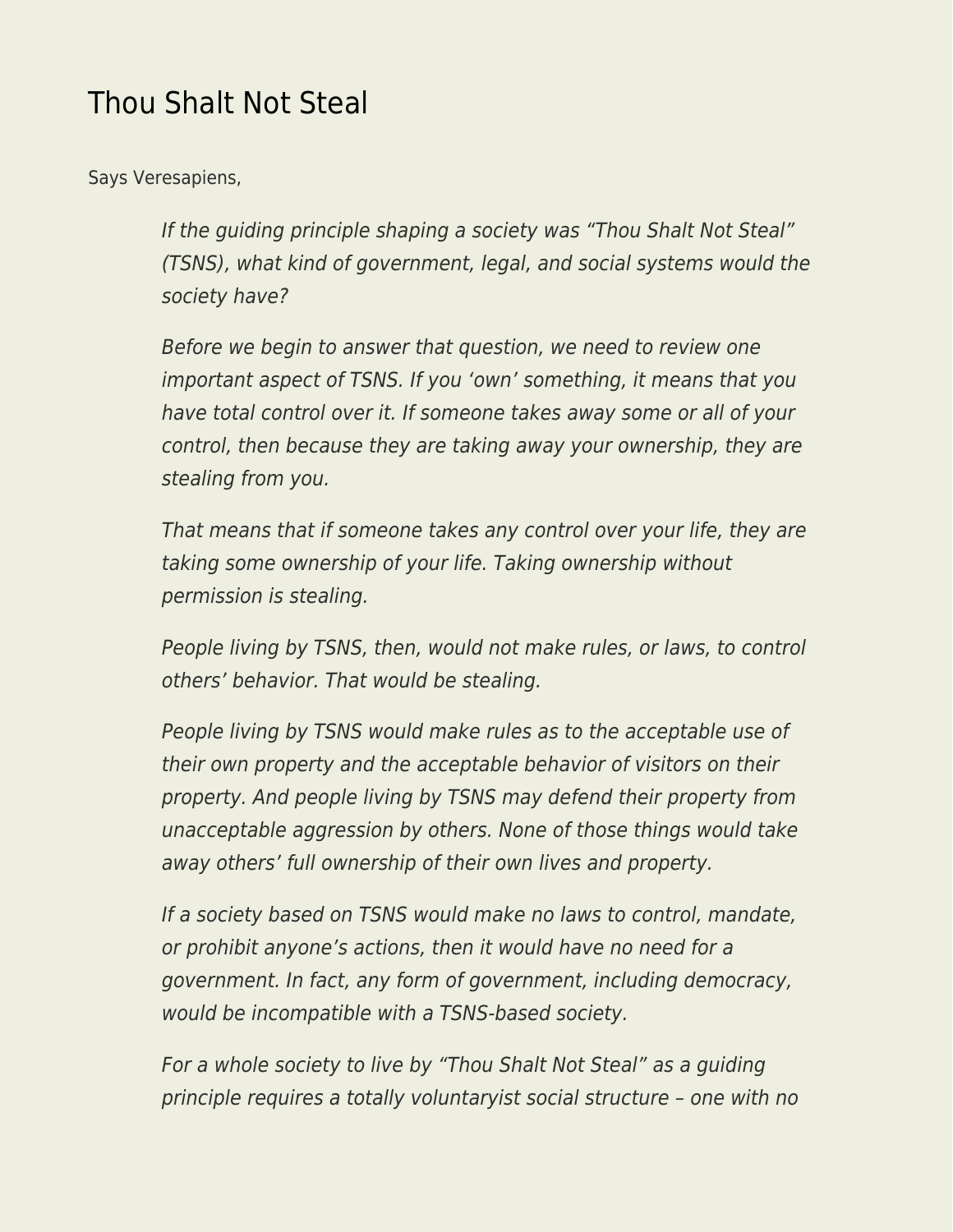# Thou Shalt Not Steal

Says Veresapiens,

> *If the guiding principle shaping a society was "Thou Shalt Not Steal" (TSNS), what kind of government, legal, and social systems would the society have?*
>
> *Before we begin to answer that question, we need to review one important aspect of TSNS. If you 'own' something, it means that you have total control over it. If someone takes away some or all of your control, then because they are taking away your ownership, they are stealing from you.*
>
> *That means that if someone takes any control over your life, they are taking some ownership of your life. Taking ownership without permission is stealing.*
>
> *People living by TSNS, then, would not make rules, or laws, to control others' behavior. That would be stealing.*
>
> *People living by TSNS would make rules as to the acceptable use of their own property and the acceptable behavior of visitors on their property. And people living by TSNS may defend their property from unacceptable aggression by others. None of those things would take away others' full ownership of their own lives and property.*
>
> *If a society based on TSNS would make no laws to control, mandate, or prohibit anyone's actions, then it would have no need for a government. In fact, any form of government, including democracy, would be incompatible with a TSNS-based society.*
>
> *For a whole society to live by "Thou Shalt Not Steal" as a guiding principle requires a totally voluntaryist social structure – one with no*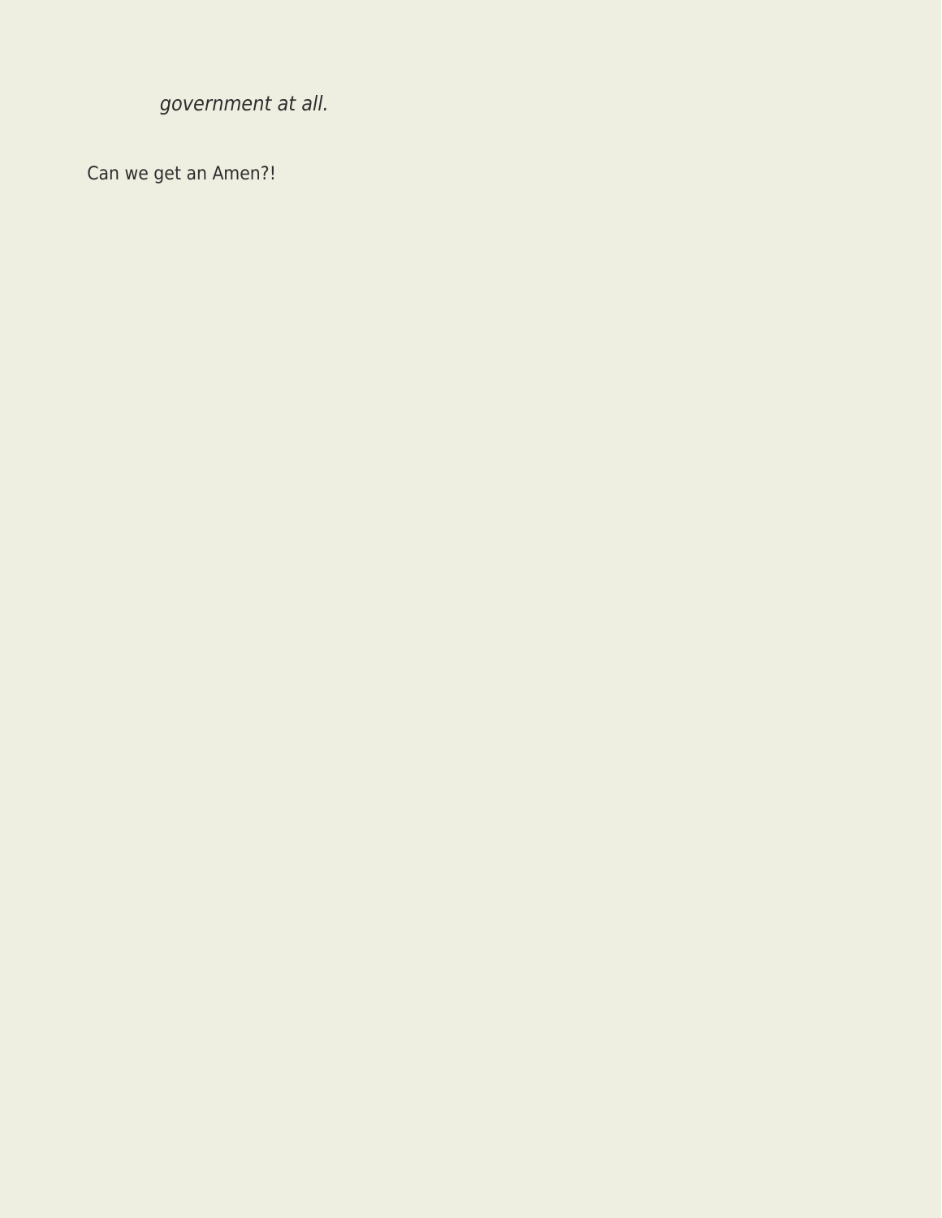> *government at all.*

Can we get an Amen?!